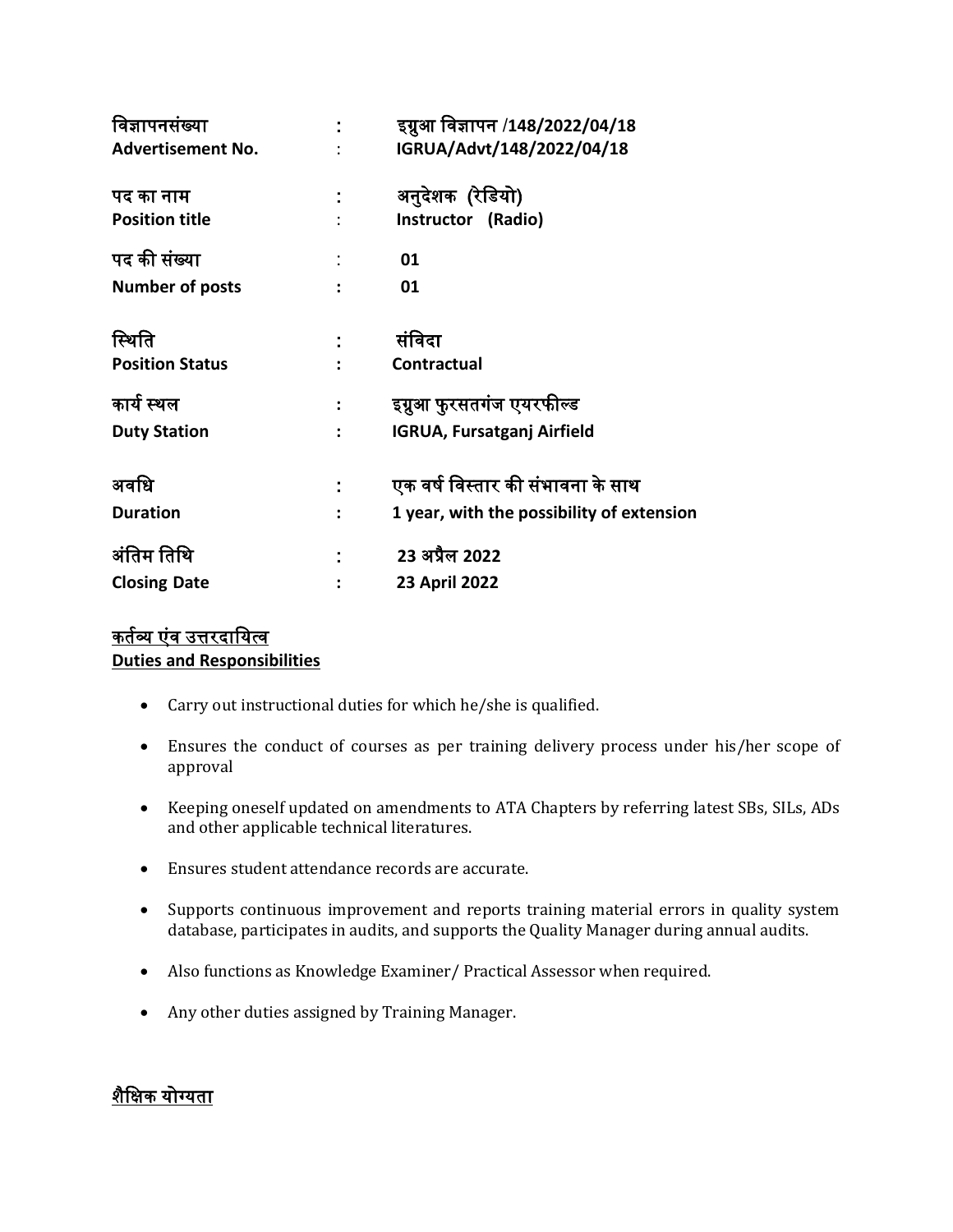| | | |
|---|---|---|
| **विज्ञापनसंख्या** | **:** | **इग्रुआ विज्ञापन /148/2022/04/18** |
| **Advertisement No.** | : | **IGRUA/Advt/148/2022/04/18** |
| **पद का नाम** | **:** | **अनुदेशक (रेडियो)** |
| **Position title** | : | **Instructor (Radio)** |
| **पद की संख्या** | : | **01** |
| **Number of posts** | **:** | **01** |
| **स्थिति** | **:** | **संविदा** |
| **Position Status** | **:** | **Contractual** |
| **कार्य स्थल** | **:** | **इग्रुआ फुरसतगंज एयरफील्ड** |
| **Duty Station** | **:** | **IGRUA, Fursatganj Airfield** |
| **अवधि** | **:** | **एक वर्ष विस्तार की संभावना के साथ** |
| **Duration** | **:** | **1 year, with the possibility of extension** |
| **अंतिम तिथि** | **:** | **23 अप्रैल 2022** |
| **Closing Date** | **:** | **23 April 2022** |

**कर्तव्य एंव उत्तरदायित्व**
**Duties and Responsibilities**

- Carry out instructional duties for which he/she is qualified.
- Ensures the conduct of courses as per training delivery process under his/her scope of approval
- Keeping oneself updated on amendments to ATA Chapters by referring latest SBs, SILs, ADs and other applicable technical literatures.
- Ensures student attendance records are accurate.
- Supports continuous improvement and reports training material errors in quality system database, participates in audits, and supports the Quality Manager during annual audits.
- Also functions as Knowledge Examiner/ Practical Assessor when required.
- Any other duties assigned by Training Manager.

**शैक्षिक योग्यता**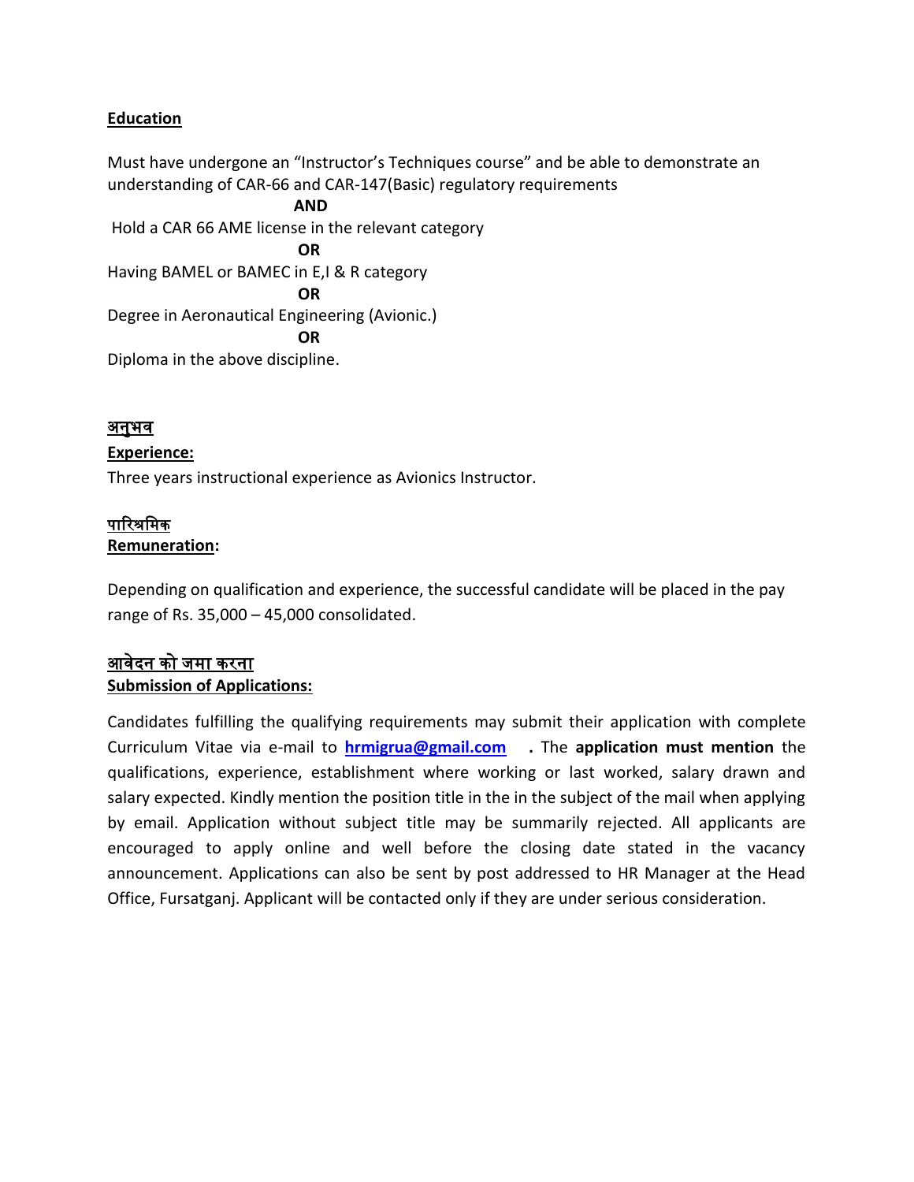**Education**

Must have undergone an "Instructor's Techniques course" and be able to demonstrate an understanding of CAR-66 and CAR-147(Basic) regulatory requirements

**AND**

Hold a CAR 66 AME license in the relevant category

**OR**

Having BAMEL or BAMEC in E,I & R category

**OR**

Degree in Aeronautical Engineering (Avionic.)

**OR**

Diploma in the above discipline.

**अनुभव**

**Experience:**

Three years instructional experience as Avionics Instructor.

**पारिश्रमिक**

**Remuneration:**

Depending on qualification and experience, the successful candidate will be placed in the pay range of Rs. 35,000 – 45,000 consolidated.

**आवेदन को जमा करना**

**Submission of Applications:**

Candidates fulfilling the qualifying requirements may submit their application with complete Curriculum Vitae via e-mail to **hrmigrua@gmail.com** . The **application must mention** the qualifications, experience, establishment where working or last worked, salary drawn and salary expected. Kindly mention the position title in the in the subject of the mail when applying by email. Application without subject title may be summarily rejected. All applicants are encouraged to apply online and well before the closing date stated in the vacancy announcement. Applications can also be sent by post addressed to HR Manager at the Head Office, Fursatganj. Applicant will be contacted only if they are under serious consideration.